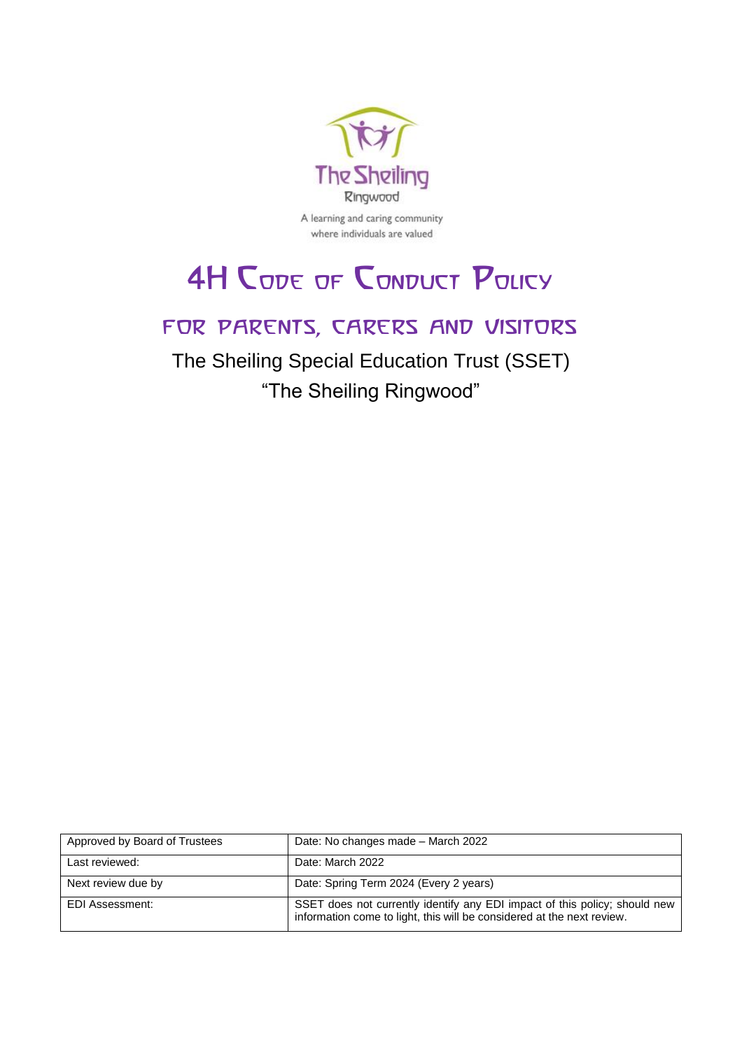The Sheiling
Ringwood

A learning and caring community
where individuals are valued

# 4H Code of Conduct Policy

## For Parents, Carers and Visitors

The Sheiling Special Education Trust (SSET)

"The Sheiling Ringwood"

| Approved by Board of Trustees | Date: No changes made – March 2022 |
|---|---|
| Last reviewed: | Date: March 2022 |
| Next review due by | Date: Spring Term 2024 (Every 2 years) |
| EDI Assessment: | SSET does not currently identify any EDI impact of this policy; should new information come to light, this will be considered at the next review. |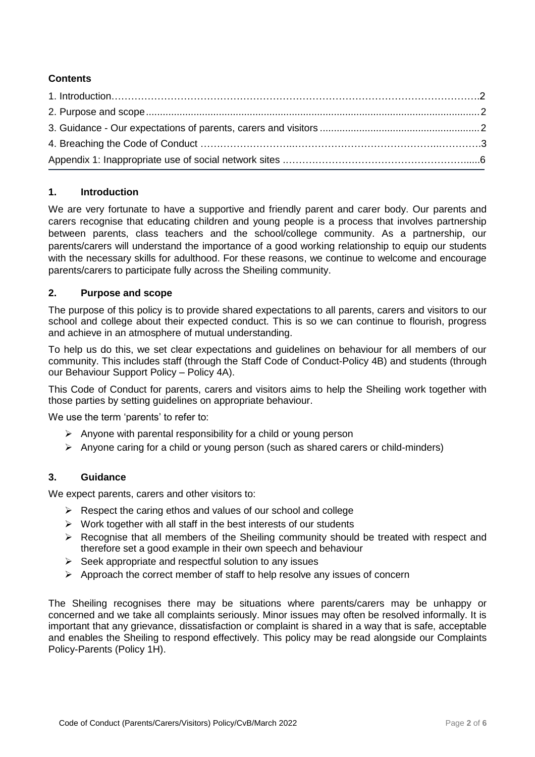**Contents**

1. Introduction……………………………………………………………………………………………….2
2. Purpose and scope.....................................................................................................................2
3. Guidance - Our expectations of parents, carers and visitors........................................................2
4. Breaching the Code of Conduct …………….………..……………………………………..………….3
Appendix 1: Inappropriate use of social network sites ………………………………………………......6

## 1. Introduction

We are very fortunate to have a supportive and friendly parent and carer body. Our parents and carers recognise that educating children and young people is a process that involves partnership between parents, class teachers and the school/college community. As a partnership, our parents/carers will understand the importance of a good working relationship to equip our students with the necessary skills for adulthood. For these reasons, we continue to welcome and encourage parents/carers to participate fully across the Sheiling community.

## 2. Purpose and scope

The purpose of this policy is to provide shared expectations to all parents, carers and visitors to our school and college about their expected conduct. This is so we can continue to flourish, progress and achieve in an atmosphere of mutual understanding.

To help us do this, we set clear expectations and guidelines on behaviour for all members of our community. This includes staff (through the Staff Code of Conduct-Policy 4B) and students (through our Behaviour Support Policy – Policy 4A).

This Code of Conduct for parents, carers and visitors aims to help the Sheiling work together with those parties by setting guidelines on appropriate behaviour.

We use the term 'parents' to refer to:

- Anyone with parental responsibility for a child or young person
- Anyone caring for a child or young person (such as shared carers or child-minders)

## 3. Guidance

We expect parents, carers and other visitors to:

- Respect the caring ethos and values of our school and college
- Work together with all staff in the best interests of our students
- Recognise that all members of the Sheiling community should be treated with respect and therefore set a good example in their own speech and behaviour
- Seek appropriate and respectful solution to any issues
- Approach the correct member of staff to help resolve any issues of concern

The Sheiling recognises there may be situations where parents/carers may be unhappy or concerned and we take all complaints seriously. Minor issues may often be resolved informally. It is important that any grievance, dissatisfaction or complaint is shared in a way that is safe, acceptable and enables the Sheiling to respond effectively. This policy may be read alongside our Complaints Policy-Parents (Policy 1H).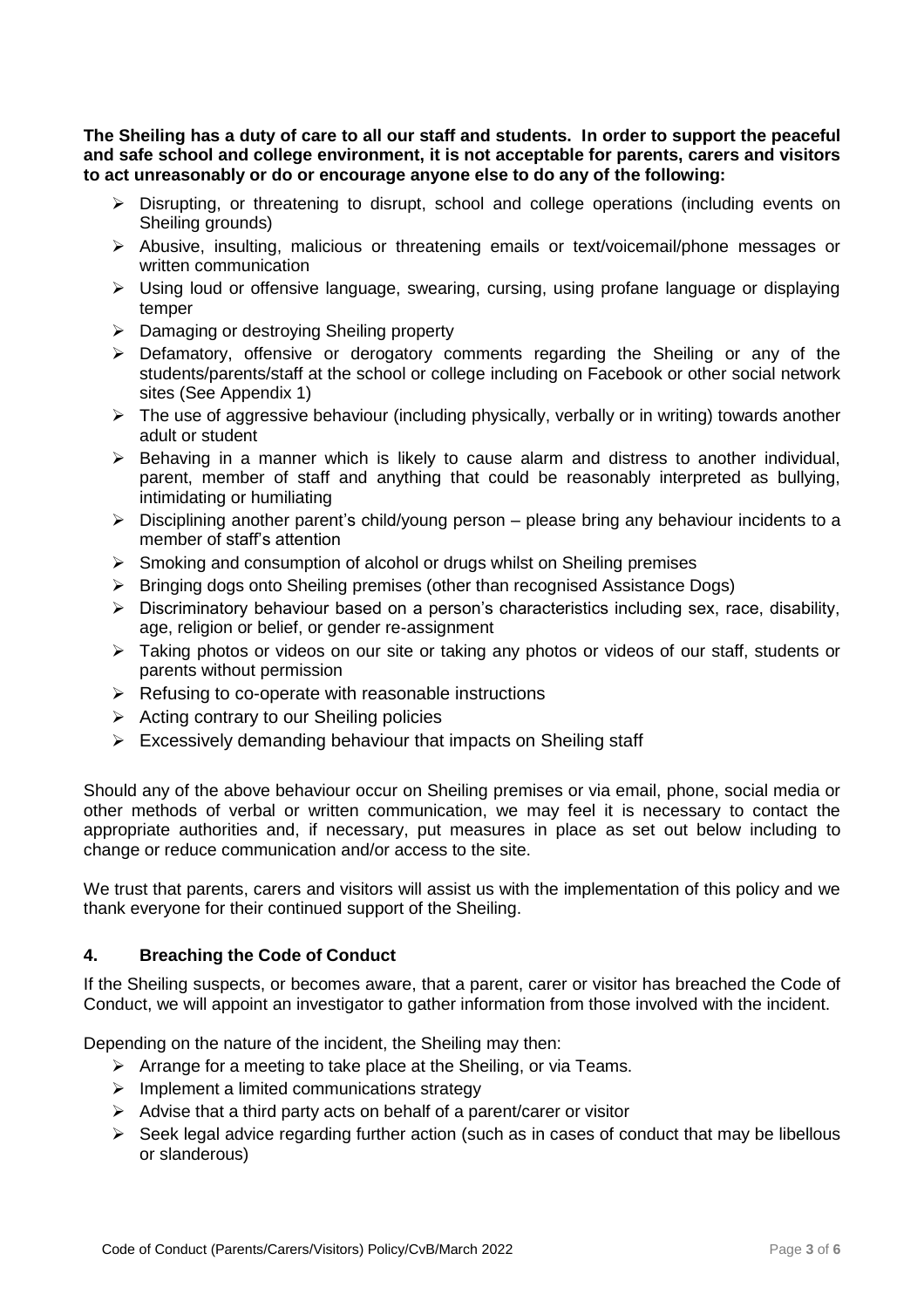**The Sheiling has a duty of care to all our staff and students. In order to support the peaceful and safe school and college environment, it is not acceptable for parents, carers and visitors to act unreasonably or do or encourage anyone else to do any of the following:**

- Disrupting, or threatening to disrupt, school and college operations (including events on Sheiling grounds)
- Abusive, insulting, malicious or threatening emails or text/voicemail/phone messages or written communication
- Using loud or offensive language, swearing, cursing, using profane language or displaying temper
- Damaging or destroying Sheiling property
- Defamatory, offensive or derogatory comments regarding the Sheiling or any of the students/parents/staff at the school or college including on Facebook or other social network sites (See Appendix 1)
- The use of aggressive behaviour (including physically, verbally or in writing) towards another adult or student
- Behaving in a manner which is likely to cause alarm and distress to another individual, parent, member of staff and anything that could be reasonably interpreted as bullying, intimidating or humiliating
- Disciplining another parent's child/young person – please bring any behaviour incidents to a member of staff's attention
- Smoking and consumption of alcohol or drugs whilst on Sheiling premises
- Bringing dogs onto Sheiling premises (other than recognised Assistance Dogs)
- Discriminatory behaviour based on a person's characteristics including sex, race, disability, age, religion or belief, or gender re-assignment
- Taking photos or videos on our site or taking any photos or videos of our staff, students or parents without permission
- Refusing to co-operate with reasonable instructions
- Acting contrary to our Sheiling policies
- Excessively demanding behaviour that impacts on Sheiling staff

Should any of the above behaviour occur on Sheiling premises or via email, phone, social media or other methods of verbal or written communication, we may feel it is necessary to contact the appropriate authorities and, if necessary, put measures in place as set out below including to change or reduce communication and/or access to the site.

We trust that parents, carers and visitors will assist us with the implementation of this policy and we thank everyone for their continued support of the Sheiling.

## 4. Breaching the Code of Conduct

If the Sheiling suspects, or becomes aware, that a parent, carer or visitor has breached the Code of Conduct, we will appoint an investigator to gather information from those involved with the incident.

Depending on the nature of the incident, the Sheiling may then:

- Arrange for a meeting to take place at the Sheiling, or via Teams.
- Implement a limited communications strategy
- Advise that a third party acts on behalf of a parent/carer or visitor
- Seek legal advice regarding further action (such as in cases of conduct that may be libellous or slanderous)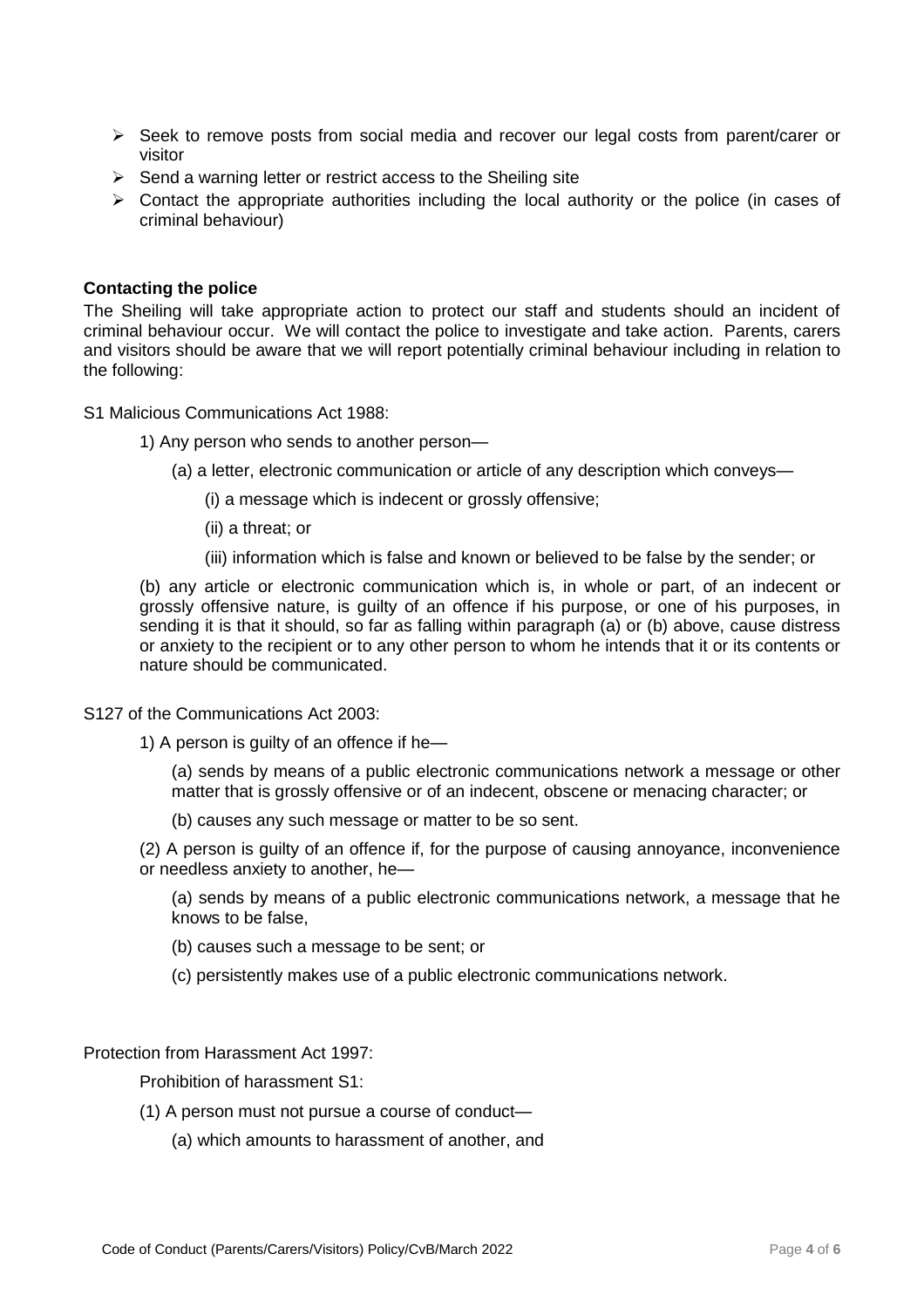- Seek to remove posts from social media and recover our legal costs from parent/carer or visitor
- Send a warning letter or restrict access to the Sheiling site
- Contact the appropriate authorities including the local authority or the police (in cases of criminal behaviour)

**Contacting the police**

The Sheiling will take appropriate action to protect our staff and students should an incident of criminal behaviour occur. We will contact the police to investigate and take action. Parents, carers and visitors should be aware that we will report potentially criminal behaviour including in relation to the following:

S1 Malicious Communications Act 1988:

1) Any person who sends to another person—

(a) a letter, electronic communication or article of any description which conveys—

(i) a message which is indecent or grossly offensive;

(ii) a threat; or

(iii) information which is false and known or believed to be false by the sender; or

(b) any article or electronic communication which is, in whole or part, of an indecent or grossly offensive nature, is guilty of an offence if his purpose, or one of his purposes, in sending it is that it should, so far as falling within paragraph (a) or (b) above, cause distress or anxiety to the recipient or to any other person to whom he intends that it or its contents or nature should be communicated.

S127 of the Communications Act 2003:

1) A person is guilty of an offence if he—

(a) sends by means of a public electronic communications network a message or other matter that is grossly offensive or of an indecent, obscene or menacing character; or

(b) causes any such message or matter to be so sent.

(2) A person is guilty of an offence if, for the purpose of causing annoyance, inconvenience or needless anxiety to another, he—

(a) sends by means of a public electronic communications network, a message that he knows to be false,

(b) causes such a message to be sent; or

(c) persistently makes use of a public electronic communications network.

Protection from Harassment Act 1997:

Prohibition of harassment S1:

(1) A person must not pursue a course of conduct—

(a) which amounts to harassment of another, and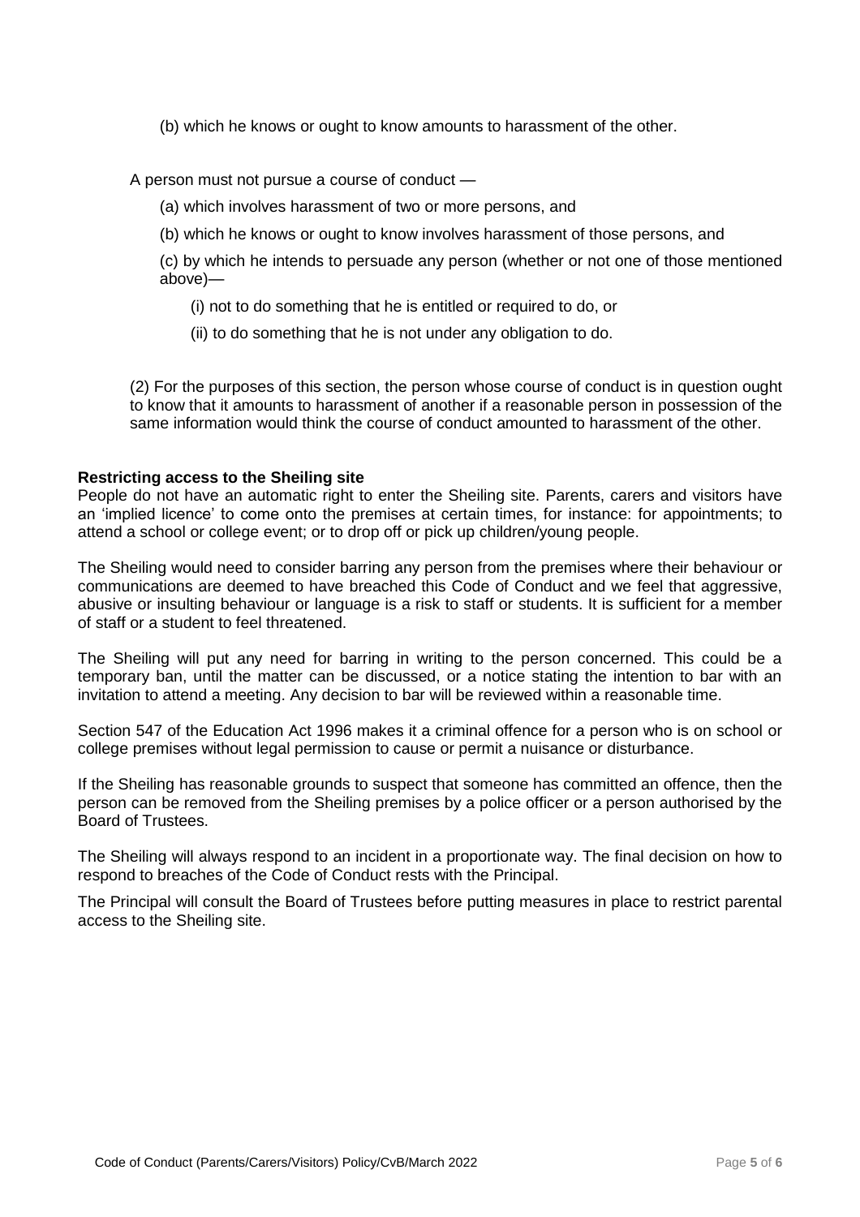(b) which he knows or ought to know amounts to harassment of the other.

A person must not pursue a course of conduct —

(a) which involves harassment of two or more persons, and

(b) which he knows or ought to know involves harassment of those persons, and

(c) by which he intends to persuade any person (whether or not one of those mentioned above)—

(i) not to do something that he is entitled or required to do, or

(ii) to do something that he is not under any obligation to do.

(2) For the purposes of this section, the person whose course of conduct is in question ought to know that it amounts to harassment of another if a reasonable person in possession of the same information would think the course of conduct amounted to harassment of the other.

**Restricting access to the Sheiling site**

People do not have an automatic right to enter the Sheiling site. Parents, carers and visitors have an 'implied licence' to come onto the premises at certain times, for instance: for appointments; to attend a school or college event; or to drop off or pick up children/young people.

The Sheiling would need to consider barring any person from the premises where their behaviour or communications are deemed to have breached this Code of Conduct and we feel that aggressive, abusive or insulting behaviour or language is a risk to staff or students. It is sufficient for a member of staff or a student to feel threatened.

The Sheiling will put any need for barring in writing to the person concerned. This could be a temporary ban, until the matter can be discussed, or a notice stating the intention to bar with an invitation to attend a meeting. Any decision to bar will be reviewed within a reasonable time.

Section 547 of the Education Act 1996 makes it a criminal offence for a person who is on school or college premises without legal permission to cause or permit a nuisance or disturbance.

If the Sheiling has reasonable grounds to suspect that someone has committed an offence, then the person can be removed from the Sheiling premises by a police officer or a person authorised by the Board of Trustees.

The Sheiling will always respond to an incident in a proportionate way. The final decision on how to respond to breaches of the Code of Conduct rests with the Principal.

The Principal will consult the Board of Trustees before putting measures in place to restrict parental access to the Sheiling site.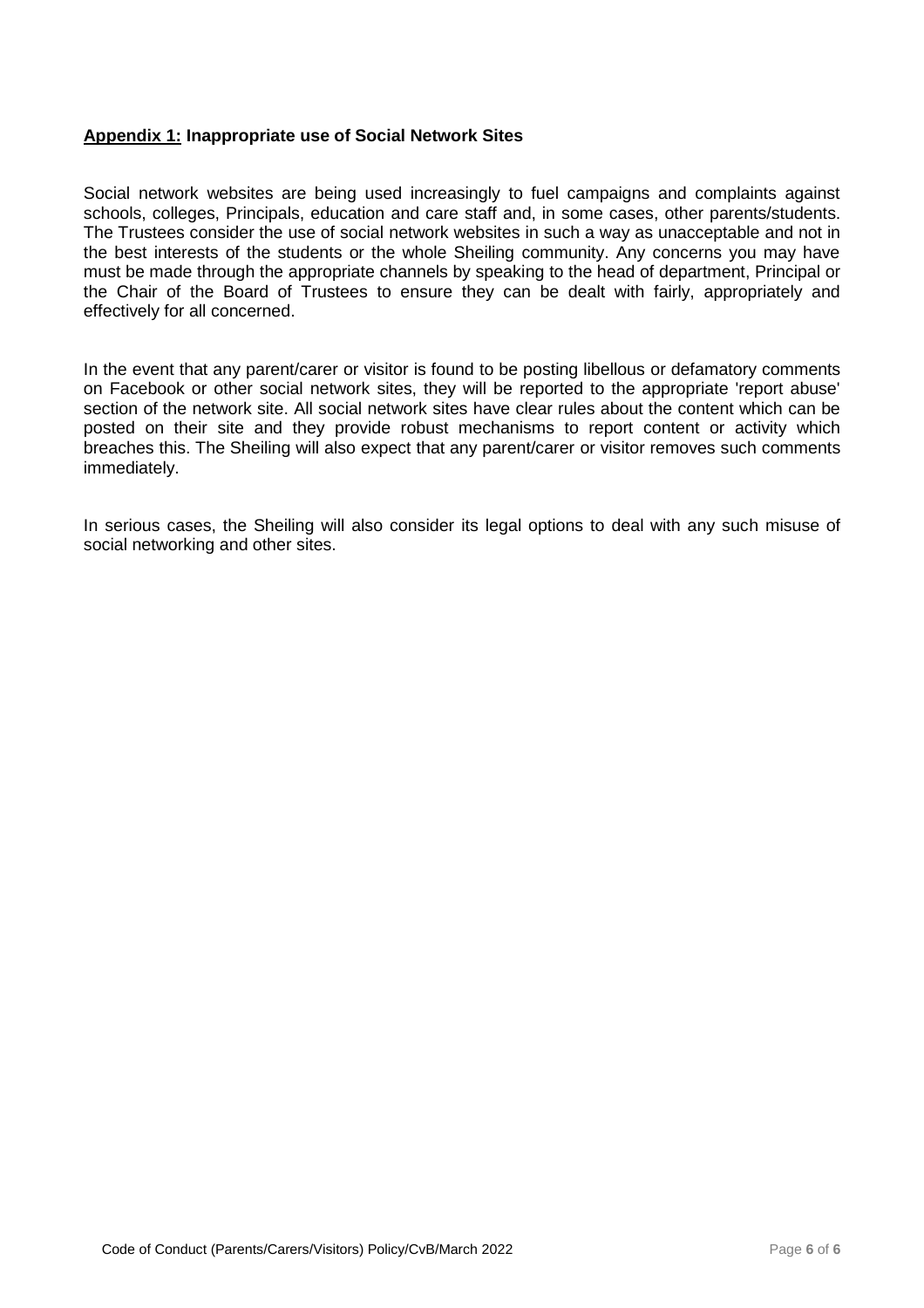## **<u>Appendix 1:</u> Inappropriate use of Social Network Sites**

Social network websites are being used increasingly to fuel campaigns and complaints against schools, colleges, Principals, education and care staff and, in some cases, other parents/students. The Trustees consider the use of social network websites in such a way as unacceptable and not in the best interests of the students or the whole Sheiling community. Any concerns you may have must be made through the appropriate channels by speaking to the head of department, Principal or the Chair of the Board of Trustees to ensure they can be dealt with fairly, appropriately and effectively for all concerned.

In the event that any parent/carer or visitor is found to be posting libellous or defamatory comments on Facebook or other social network sites, they will be reported to the appropriate 'report abuse' section of the network site. All social network sites have clear rules about the content which can be posted on their site and they provide robust mechanisms to report content or activity which breaches this. The Sheiling will also expect that any parent/carer or visitor removes such comments immediately.

In serious cases, the Sheiling will also consider its legal options to deal with any such misuse of social networking and other sites.